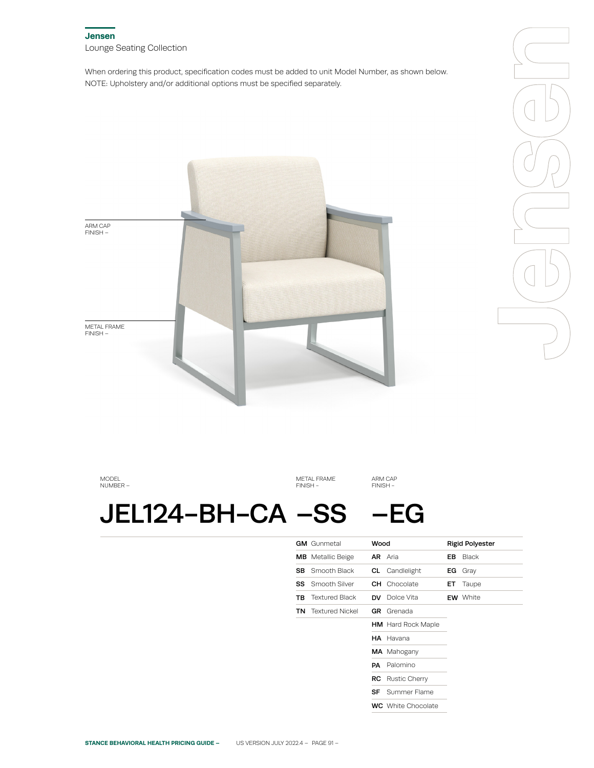## Jensen

Lounge Seating Collection

When ordering this product, specification codes must be added to unit Model Number, as shown below.
NOTE: Upholstery and/or additional options must be specified separately.

ARM CAP FINISH –

METAL FRAME FINISH –

| MODEL NUMBER – | METAL FRAME FINISH – | ARM CAP FINISH – |
|---|---|---|
| **JEL124-BH-CA** | **–SS** | **–EG** |

| Metal Frame Finish | Wood | Rigid Polyester |
|---|---|---|
| **GM** Gunmetal | | |
| **MB** Metallic Beige | **AR** Aria | **EB** Black |
| **SB** Smooth Black | **CL** Candlelight | **EG** Gray |
| **SS** Smooth Silver | **CH** Chocolate | **ET** Taupe |
| **TB** Textured Black | **DV** Dolce Vita | **EW** White |
| **TN** Textured Nickel | **GR** Grenada | |
| | **HM** Hard Rock Maple | |
| | **HA** Havana | |
| | **MA** Mahogany | |
| | **PA** Palomino | |
| | **RC** Rustic Cherry | |
| | **SF** Summer Flame | |
| | **WC** White Chocolate | |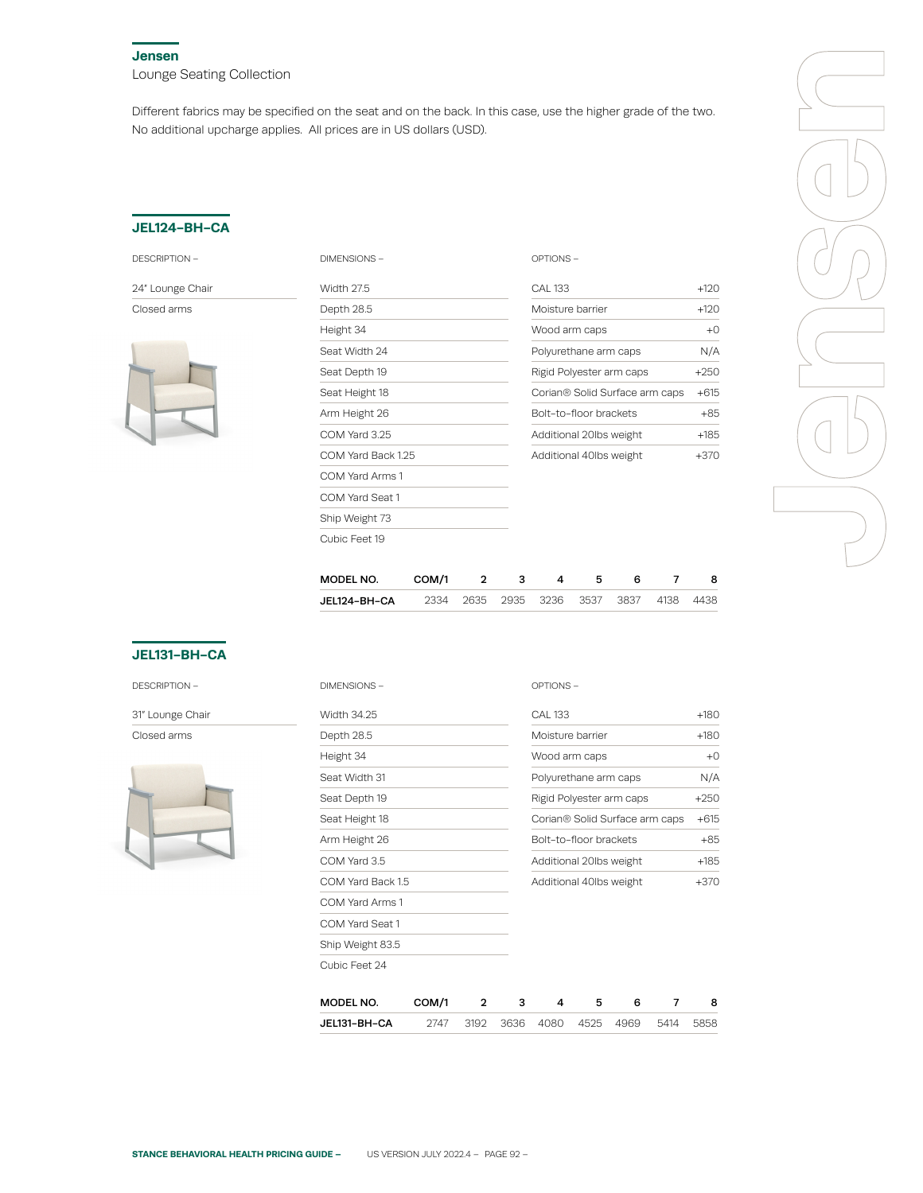## Jensen

Lounge Seating Collection

Different fabrics may be specified on the seat and on the back. In this case, use the higher grade of the two. No additional upcharge applies. All prices are in US dollars (USD).

### JEL124-BH-CA

**DESCRIPTION –**

24" Lounge Chair

Closed arms

**DIMENSIONS –**

| Dimension | Value |
|---|---|
| Width | 27.5 |
| Depth | 28.5 |
| Height | 34 |
| Seat Width | 24 |
| Seat Depth | 19 |
| Seat Height | 18 |
| Arm Height | 26 |
| COM Yard | 3.25 |
| COM Yard Back | 1.25 |
| COM Yard Arms | 1 |
| COM Yard Seat | 1 |
| Ship Weight | 73 |
| Cubic Feet | 19 |

**OPTIONS –**

| Option | Price |
|---|---|
| CAL 133 | +120 |
| Moisture barrier | +120 |
| Wood arm caps | +0 |
| Polyurethane arm caps | N/A |
| Rigid Polyester arm caps | +250 |
| Corian® Solid Surface arm caps | +615 |
| Bolt-to-floor brackets | +85 |
| Additional 20lbs weight | +185 |
| Additional 40lbs weight | +370 |

| MODEL NO. | COM/1 | 2 | 3 | 4 | 5 | 6 | 7 | 8 |
|---|---|---|---|---|---|---|---|---|
| JEL124-BH-CA | 2334 | 2635 | 2935 | 3236 | 3537 | 3837 | 4138 | 4438 |

### JEL131-BH-CA

**DESCRIPTION –**

31" Lounge Chair

Closed arms

**DIMENSIONS –**

| Dimension | Value |
|---|---|
| Width | 34.25 |
| Depth | 28.5 |
| Height | 34 |
| Seat Width | 31 |
| Seat Depth | 19 |
| Seat Height | 18 |
| Arm Height | 26 |
| COM Yard | 3.5 |
| COM Yard Back | 1.5 |
| COM Yard Arms | 1 |
| COM Yard Seat | 1 |
| Ship Weight | 83.5 |
| Cubic Feet | 24 |

**OPTIONS –**

| Option | Price |
|---|---|
| CAL 133 | +180 |
| Moisture barrier | +180 |
| Wood arm caps | +0 |
| Polyurethane arm caps | N/A |
| Rigid Polyester arm caps | +250 |
| Corian® Solid Surface arm caps | +615 |
| Bolt-to-floor brackets | +85 |
| Additional 20lbs weight | +185 |
| Additional 40lbs weight | +370 |

| MODEL NO. | COM/1 | 2 | 3 | 4 | 5 | 6 | 7 | 8 |
|---|---|---|---|---|---|---|---|---|
| JEL131-BH-CA | 2747 | 3192 | 3636 | 4080 | 4525 | 4969 | 5414 | 5858 |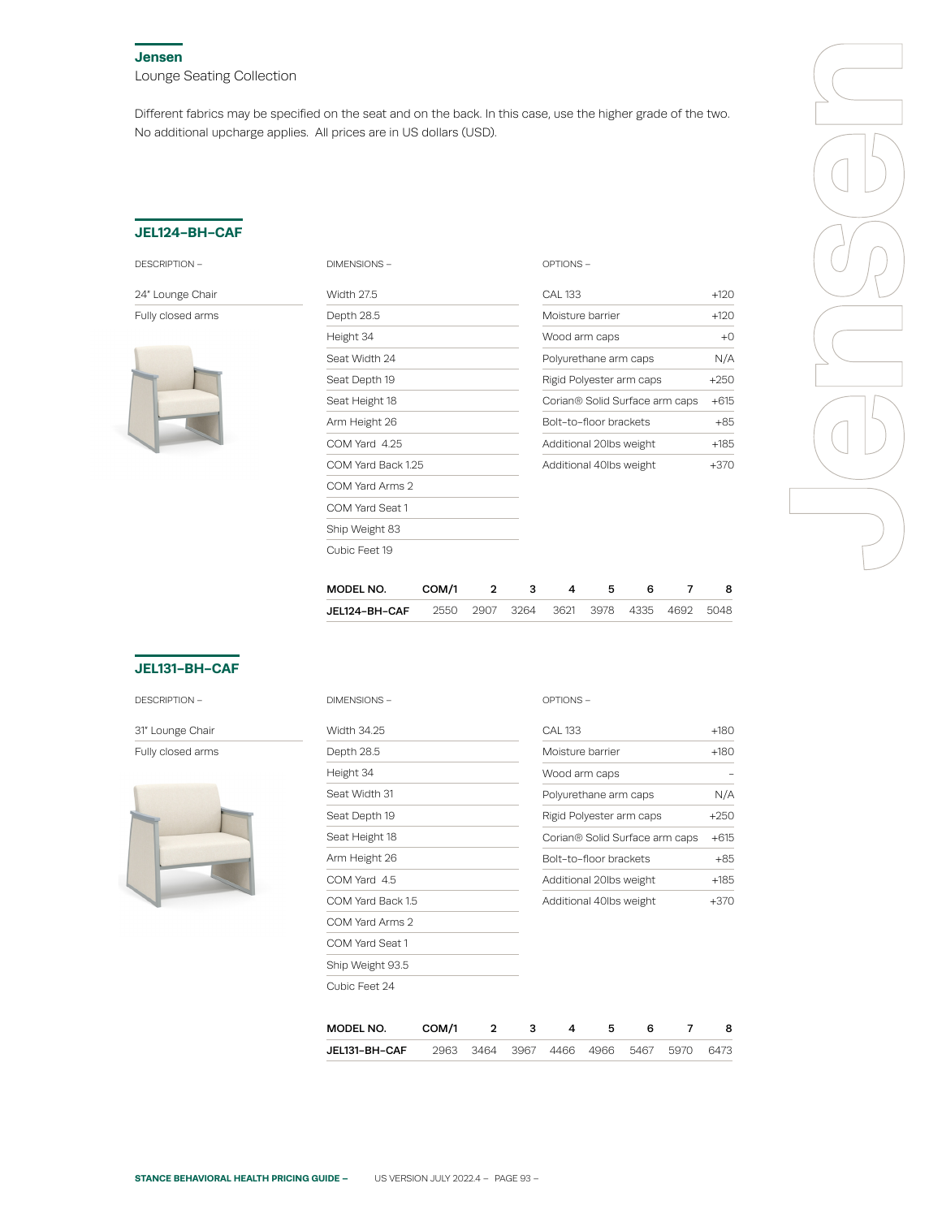## Jensen

Lounge Seating Collection

Different fabrics may be specified on the seat and on the back. In this case, use the higher grade of the two. No additional upcharge applies. All prices are in US dollars (USD).

### JEL124-BH-CAF

DESCRIPTION –

24" Lounge Chair

Fully closed arms

DIMENSIONS –

- Width 27.5
- Depth 28.5
- Height 34
- Seat Width 24
- Seat Depth 19
- Seat Height 18
- Arm Height 26
- COM Yard 4.25
- COM Yard Back 1.25
- COM Yard Arms 2
- COM Yard Seat 1
- Ship Weight 83
- Cubic Feet 19

OPTIONS –

| | |
|---|---|
| CAL 133 | +120 |
| Moisture barrier | +120 |
| Wood arm caps | +0 |
| Polyurethane arm caps | N/A |
| Rigid Polyester arm caps | +250 |
| Corian® Solid Surface arm caps | +615 |
| Bolt-to-floor brackets | +85 |
| Additional 20lbs weight | +185 |
| Additional 40lbs weight | +370 |

| MODEL NO. | COM/1 | 2 | 3 | 4 | 5 | 6 | 7 | 8 |
|---|---|---|---|---|---|---|---|---|
| JEL124-BH-CAF | 2550 | 2907 | 3264 | 3621 | 3978 | 4335 | 4692 | 5048 |

### JEL131-BH-CAF

DESCRIPTION –

31" Lounge Chair

Fully closed arms

DIMENSIONS –

- Width 34.25
- Depth 28.5
- Height 34
- Seat Width 31
- Seat Depth 19
- Seat Height 18
- Arm Height 26
- COM Yard 4.5
- COM Yard Back 1.5
- COM Yard Arms 2
- COM Yard Seat 1
- Ship Weight 93.5
- Cubic Feet 24

OPTIONS –

| | |
|---|---|
| CAL 133 | +180 |
| Moisture barrier | +180 |
| Wood arm caps | – |
| Polyurethane arm caps | N/A |
| Rigid Polyester arm caps | +250 |
| Corian® Solid Surface arm caps | +615 |
| Bolt-to-floor brackets | +85 |
| Additional 20lbs weight | +185 |
| Additional 40lbs weight | +370 |

| MODEL NO. | COM/1 | 2 | 3 | 4 | 5 | 6 | 7 | 8 |
|---|---|---|---|---|---|---|---|---|
| JEL131-BH-CAF | 2963 | 3464 | 3967 | 4466 | 4966 | 5467 | 5970 | 6473 |